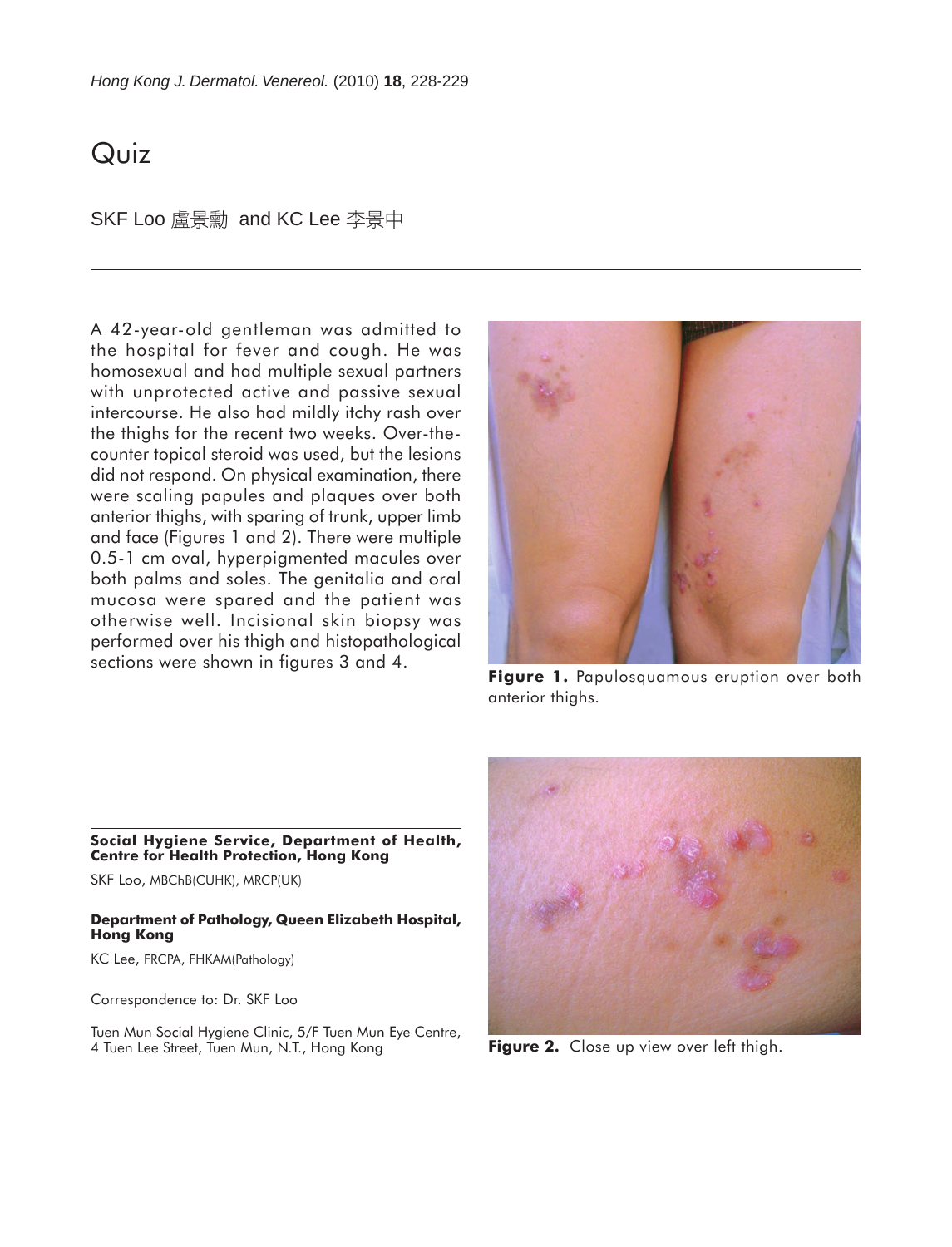# Quiz

SKF Loo 盧景勳 and KC Lee 李景中

---

A 42-year-old gentleman was admitted to the hospital for fever and cough. He was homosexual and had multiple sexual partners with unprotected active and passive sexual intercourse. He also had mildly itchy rash over the thighs for the recent two weeks. Over-the-counter topical steroid was used, but the lesions did not respond. On physical examination, there were scaling papules and plaques over both anterior thighs, with sparing of trunk, upper limb and face (Figures 1 and 2). There were multiple 0.5-1 cm oval, hyperpigmented macules over both palms and soles. The genitalia and oral mucosa were spared and the patient was otherwise well. Incisional skin biopsy was performed over his thigh and histopathological sections were shown in figures 3 and 4.

**Figure 1.** Papulosquamous eruption over both anterior thighs.

**Figure 2.** Close up view over left thigh.

---

**Social Hygiene Service, Department of Health, Centre for Health Protection, Hong Kong**

SKF Loo, MBChB(CUHK), MRCP(UK)

**Department of Pathology, Queen Elizabeth Hospital, Hong Kong**

KC Lee, FRCPA, FHKAM(Pathology)

Correspondence to: Dr. SKF Loo

Tuen Mun Social Hygiene Clinic, 5/F Tuen Mun Eye Centre, 4 Tuen Lee Street, Tuen Mun, N.T., Hong Kong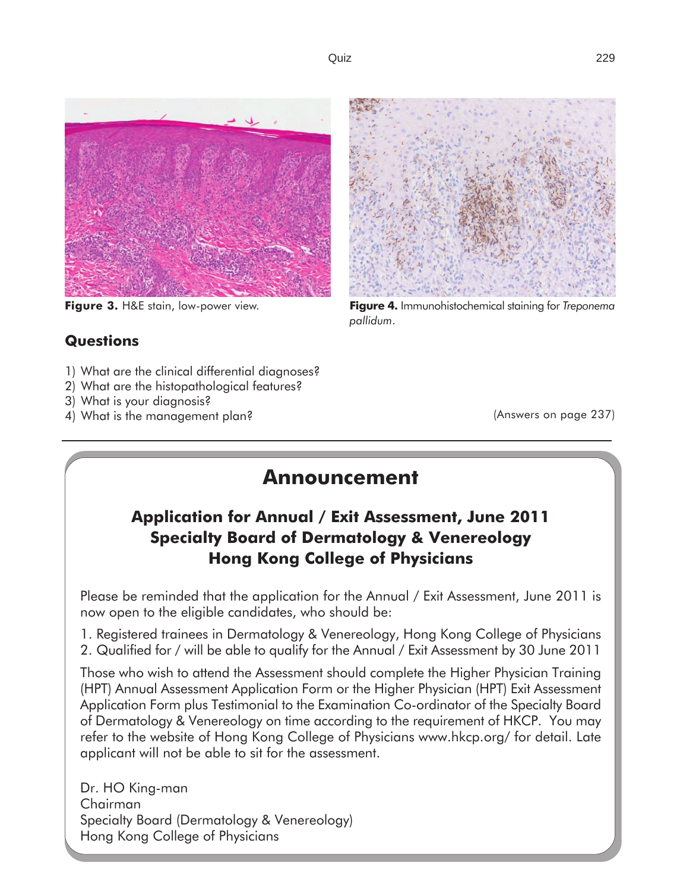Figure 3. H&E stain, low-power view.

Figure 4. Immunohistochemical staining for *Treponema pallidum*.

## Questions

1) What are the clinical differential diagnoses?
2) What are the histopathological features?
3) What is your diagnosis?
4) What is the management plan?

(Answers on page 237)

# Announcement

## Application for Annual / Exit Assessment, June 2011
## Specialty Board of Dermatology & Venereology
## Hong Kong College of Physicians

Please be reminded that the application for the Annual / Exit Assessment, June 2011 is now open to the eligible candidates, who should be:

1. Registered trainees in Dermatology & Venereology, Hong Kong College of Physicians
2. Qualified for / will be able to qualify for the Annual / Exit Assessment by 30 June 2011

Those who wish to attend the Assessment should complete the Higher Physician Training (HPT) Annual Assessment Application Form or the Higher Physician (HPT) Exit Assessment Application Form plus Testimonial to the Examination Co-ordinator of the Specialty Board of Dermatology & Venereology on time according to the requirement of HKCP. You may refer to the website of Hong Kong College of Physicians www.hkcp.org/ for detail. Late applicant will not be able to sit for the assessment.

Dr. HO King-man
Chairman
Specialty Board (Dermatology & Venereology)
Hong Kong College of Physicians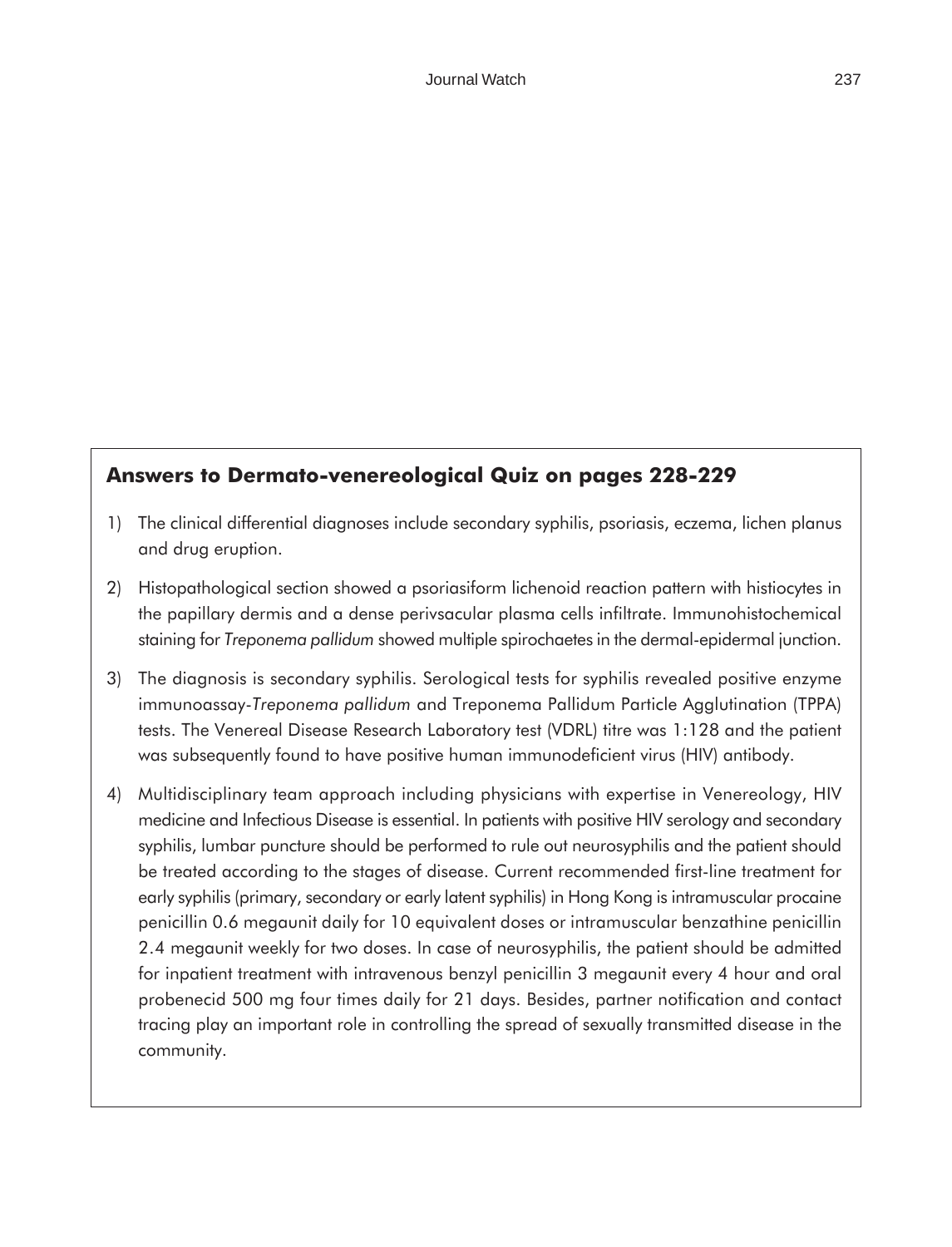## Answers to Dermato-venereological Quiz on pages 228-229

1) The clinical differential diagnoses include secondary syphilis, psoriasis, eczema, lichen planus and drug eruption.

2) Histopathological section showed a psoriasiform lichenoid reaction pattern with histiocytes in the papillary dermis and a dense perivsacular plasma cells infiltrate. Immunohistochemical staining for *Treponema pallidum* showed multiple spirochaetes in the dermal-epidermal junction.

3) The diagnosis is secondary syphilis. Serological tests for syphilis revealed positive enzyme immunoassay-*Treponema pallidum* and Treponema Pallidum Particle Agglutination (TPPA) tests. The Venereal Disease Research Laboratory test (VDRL) titre was 1:128 and the patient was subsequently found to have positive human immunodeficient virus (HIV) antibody.

4) Multidisciplinary team approach including physicians with expertise in Venereology, HIV medicine and Infectious Disease is essential. In patients with positive HIV serology and secondary syphilis, lumbar puncture should be performed to rule out neurosyphilis and the patient should be treated according to the stages of disease. Current recommended first-line treatment for early syphilis (primary, secondary or early latent syphilis) in Hong Kong is intramuscular procaine penicillin 0.6 megaunit daily for 10 equivalent doses or intramuscular benzathine penicillin 2.4 megaunit weekly for two doses. In case of neurosyphilis, the patient should be admitted for inpatient treatment with intravenous benzyl penicillin 3 megaunit every 4 hour and oral probenecid 500 mg four times daily for 21 days. Besides, partner notification and contact tracing play an important role in controlling the spread of sexually transmitted disease in the community.